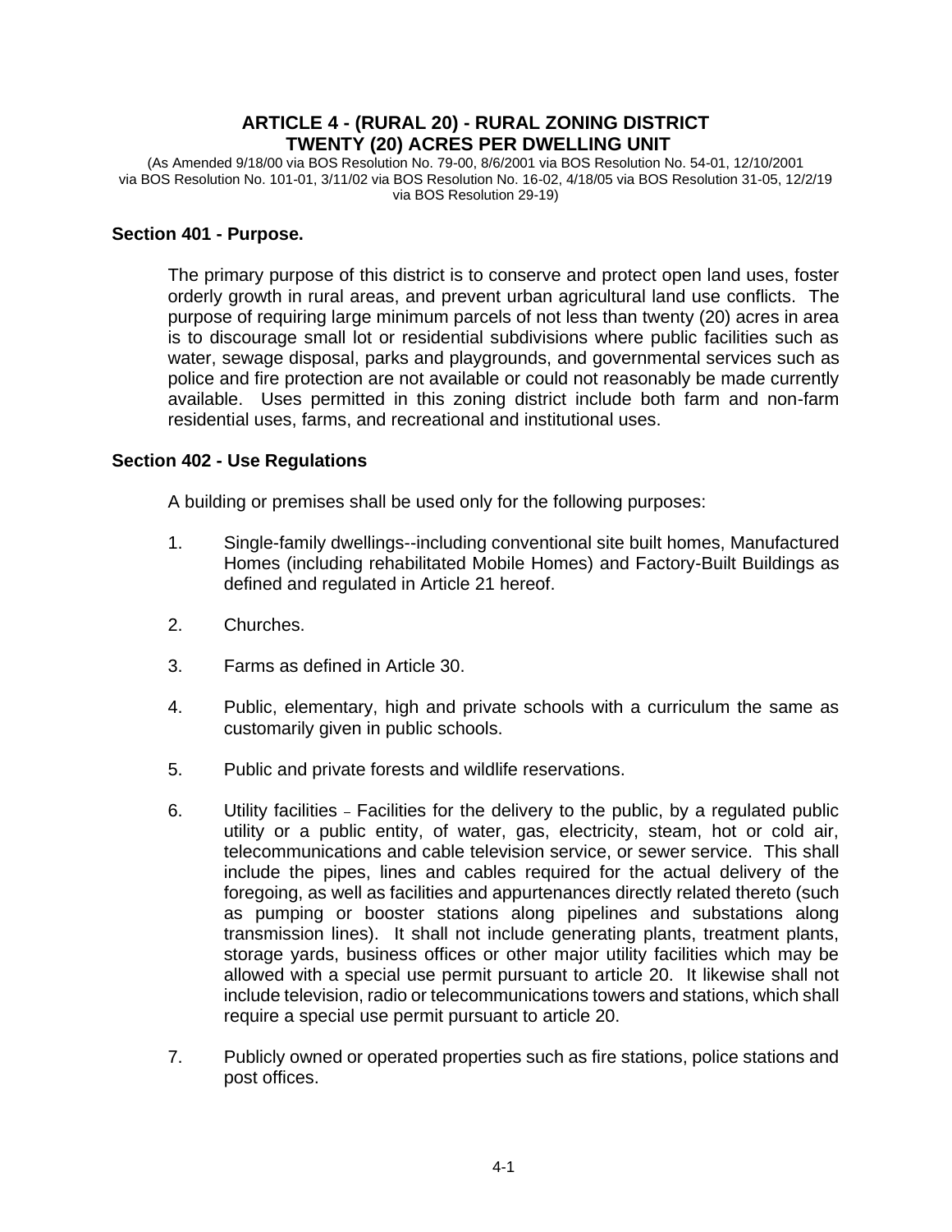# ARTICLE 4 - (RURAL 20) - RURAL ZONING DISTRICT TWENTY (20) ACRES PER DWELLING UNIT

(As Amended 9/18/00 via BOS Resolution No. 79-00, 8/6/2001 via BOS Resolution No. 54-01, 12/10/2001 via BOS Resolution No. 101-01, 3/11/02 via BOS Resolution No. 16-02, 4/18/05 via BOS Resolution 31-05, 12/2/19 via BOS Resolution 29-19)

## Section 401 - Purpose.

The primary purpose of this district is to conserve and protect open land uses, foster orderly growth in rural areas, and prevent urban agricultural land use conflicts. The purpose of requiring large minimum parcels of not less than twenty (20) acres in area is to discourage small lot or residential subdivisions where public facilities such as water, sewage disposal, parks and playgrounds, and governmental services such as police and fire protection are not available or could not reasonably be made currently available. Uses permitted in this zoning district include both farm and non-farm residential uses, farms, and recreational and institutional uses.

## Section 402 - Use Regulations

A building or premises shall be used only for the following purposes:

1. Single-family dwellings--including conventional site built homes, Manufactured Homes (including rehabilitated Mobile Homes) and Factory-Built Buildings as defined and regulated in Article 21 hereof.

2. Churches.

3. Farms as defined in Article 30.

4. Public, elementary, high and private schools with a curriculum the same as customarily given in public schools.

5. Public and private forests and wildlife reservations.

6. Utility facilities – Facilities for the delivery to the public, by a regulated public utility or a public entity, of water, gas, electricity, steam, hot or cold air, telecommunications and cable television service, or sewer service. This shall include the pipes, lines and cables required for the actual delivery of the foregoing, as well as facilities and appurtenances directly related thereto (such as pumping or booster stations along pipelines and substations along transmission lines). It shall not include generating plants, treatment plants, storage yards, business offices or other major utility facilities which may be allowed with a special use permit pursuant to article 20. It likewise shall not include television, radio or telecommunications towers and stations, which shall require a special use permit pursuant to article 20.

7. Publicly owned or operated properties such as fire stations, police stations and post offices.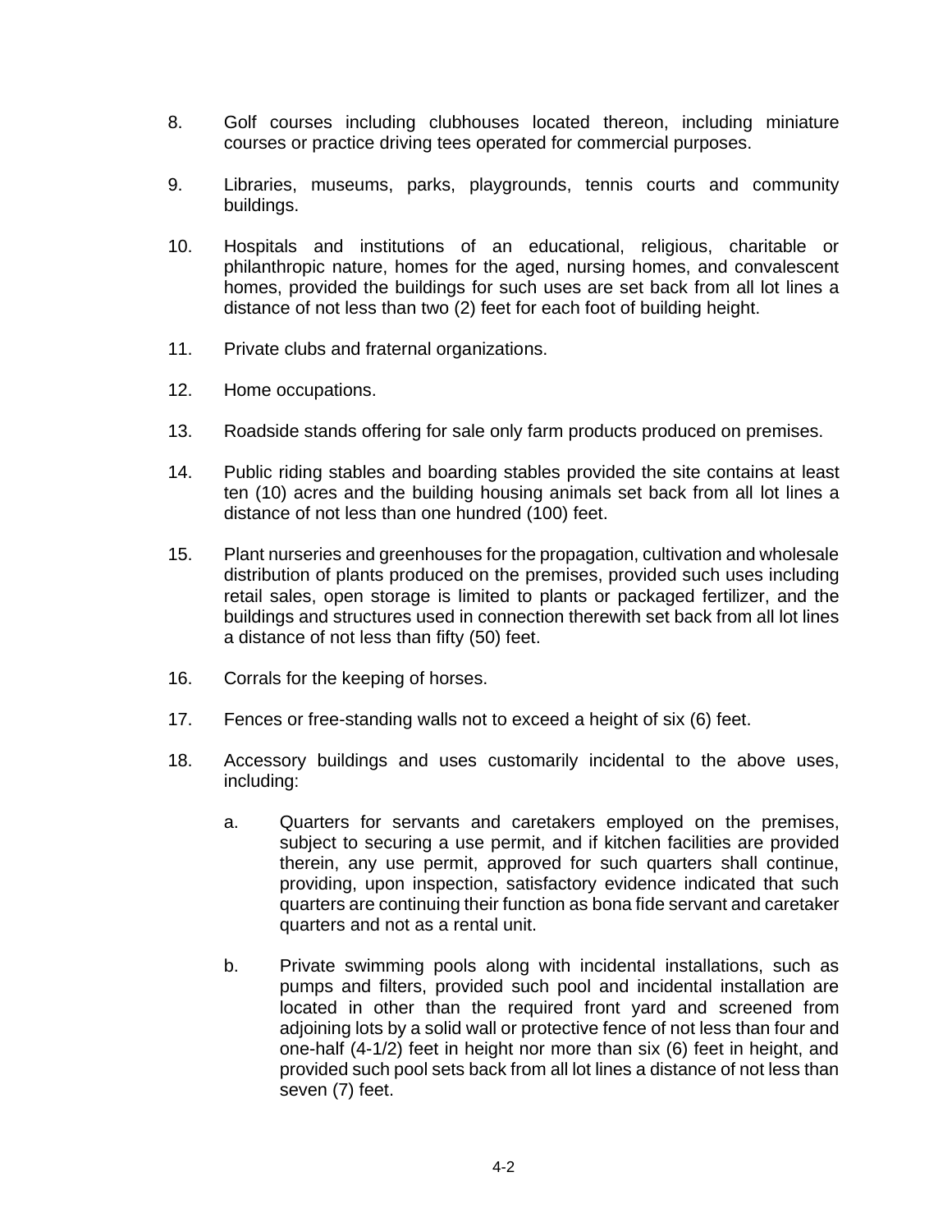8. Golf courses including clubhouses located thereon, including miniature courses or practice driving tees operated for commercial purposes.

9. Libraries, museums, parks, playgrounds, tennis courts and community buildings.

10. Hospitals and institutions of an educational, religious, charitable or philanthropic nature, homes for the aged, nursing homes, and convalescent homes, provided the buildings for such uses are set back from all lot lines a distance of not less than two (2) feet for each foot of building height.

11. Private clubs and fraternal organizations.

12. Home occupations.

13. Roadside stands offering for sale only farm products produced on premises.

14. Public riding stables and boarding stables provided the site contains at least ten (10) acres and the building housing animals set back from all lot lines a distance of not less than one hundred (100) feet.

15. Plant nurseries and greenhouses for the propagation, cultivation and wholesale distribution of plants produced on the premises, provided such uses including retail sales, open storage is limited to plants or packaged fertilizer, and the buildings and structures used in connection therewith set back from all lot lines a distance of not less than fifty (50) feet.

16. Corrals for the keeping of horses.

17. Fences or free-standing walls not to exceed a height of six (6) feet.

18. Accessory buildings and uses customarily incidental to the above uses, including:

    a. Quarters for servants and caretakers employed on the premises, subject to securing a use permit, and if kitchen facilities are provided therein, any use permit, approved for such quarters shall continue, providing, upon inspection, satisfactory evidence indicated that such quarters are continuing their function as bona fide servant and caretaker quarters and not as a rental unit.

    b. Private swimming pools along with incidental installations, such as pumps and filters, provided such pool and incidental installation are located in other than the required front yard and screened from adjoining lots by a solid wall or protective fence of not less than four and one-half (4-1/2) feet in height nor more than six (6) feet in height, and provided such pool sets back from all lot lines a distance of not less than seven (7) feet.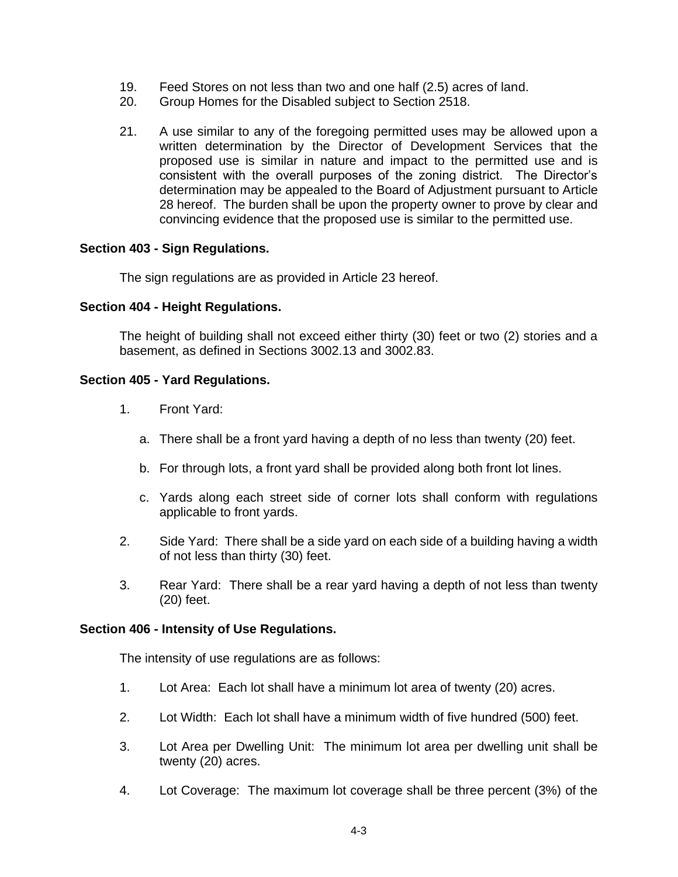19. Feed Stores on not less than two and one half (2.5) acres of land.
20. Group Homes for the Disabled subject to Section 2518.

21. A use similar to any of the foregoing permitted uses may be allowed upon a written determination by the Director of Development Services that the proposed use is similar in nature and impact to the permitted use and is consistent with the overall purposes of the zoning district. The Director's determination may be appealed to the Board of Adjustment pursuant to Article 28 hereof. The burden shall be upon the property owner to prove by clear and convincing evidence that the proposed use is similar to the permitted use.

**Section 403 - Sign Regulations.**

The sign regulations are as provided in Article 23 hereof.

**Section 404 - Height Regulations.**

The height of building shall not exceed either thirty (30) feet or two (2) stories and a basement, as defined in Sections 3002.13 and 3002.83.

**Section 405 - Yard Regulations.**

1. Front Yard:

   a. There shall be a front yard having a depth of no less than twenty (20) feet.

   b. For through lots, a front yard shall be provided along both front lot lines.

   c. Yards along each street side of corner lots shall conform with regulations applicable to front yards.

2. Side Yard: There shall be a side yard on each side of a building having a width of not less than thirty (30) feet.

3. Rear Yard: There shall be a rear yard having a depth of not less than twenty (20) feet.

**Section 406 - Intensity of Use Regulations.**

The intensity of use regulations are as follows:

1. Lot Area: Each lot shall have a minimum lot area of twenty (20) acres.

2. Lot Width: Each lot shall have a minimum width of five hundred (500) feet.

3. Lot Area per Dwelling Unit: The minimum lot area per dwelling unit shall be twenty (20) acres.

4. Lot Coverage: The maximum lot coverage shall be three percent (3%) of the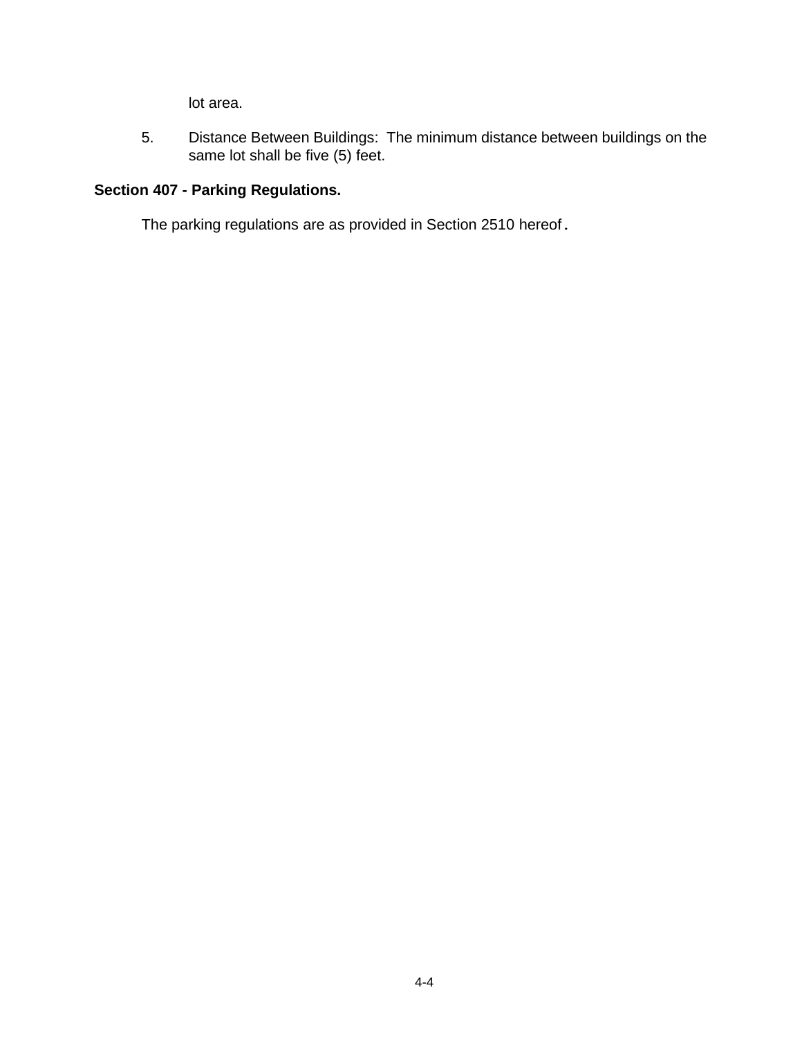lot area.

5. Distance Between Buildings: The minimum distance between buildings on the same lot shall be five (5) feet.

**Section 407 - Parking Regulations.**

The parking regulations are as provided in Section 2510 hereof.